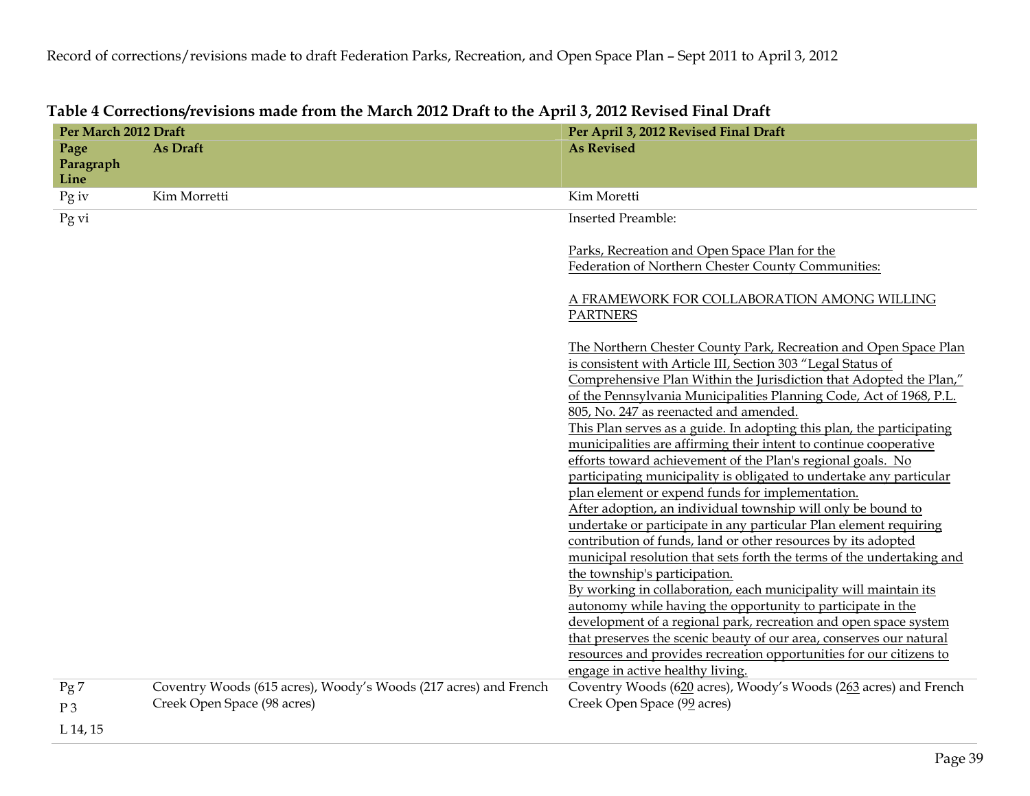Record of corrections/revisions made to draft Federation Parks, Recreation, and Open Space Plan – Sept 2011 to April 3, 2012

**Table 4 Corrections/revisions made from the March 2012 Draft to the April 3, 2012 Revised Final Draft**

| Per March 2012 Draft | | Per April 3, 2012 Revised Final Draft |
|---|---|---|
| **Page Paragraph Line** | **As Draft** | **As Revised** |
| Pg iv | Kim Morretti | Kim Moretti |
| Pg vi | | Inserted Preamble:<br><br>Parks, Recreation and Open Space Plan for the Federation of Northern Chester County Communities:<br><br>A FRAMEWORK FOR COLLABORATION AMONG WILLING PARTNERS<br><br>The Northern Chester County Park, Recreation and Open Space Plan is consistent with Article III, Section 303 "Legal Status of Comprehensive Plan Within the Jurisdiction that Adopted the Plan," of the Pennsylvania Municipalities Planning Code, Act of 1968, P.L. 805, No. 247 as reenacted and amended.<br>This Plan serves as a guide. In adopting this plan, the participating municipalities are affirming their intent to continue cooperative efforts toward achievement of the Plan's regional goals. No participating municipality is obligated to undertake any particular plan element or expend funds for implementation.<br>After adoption, an individual township will only be bound to undertake or participate in any particular Plan element requiring contribution of funds, land or other resources by its adopted municipal resolution that sets forth the terms of the undertaking and the township's participation.<br>By working in collaboration, each municipality will maintain its autonomy while having the opportunity to participate in the development of a regional park, recreation and open space system that preserves the scenic beauty of our area, conserves our natural resources and provides recreation opportunities for our citizens to engage in active healthy living. |
| Pg 7<br>P 3<br>L 14, 15 | Coventry Woods (615 acres), Woody's Woods (217 acres) and French Creek Open Space (98 acres) | Coventry Woods (620 acres), Woody's Woods (263 acres) and French Creek Open Space (99 acres) |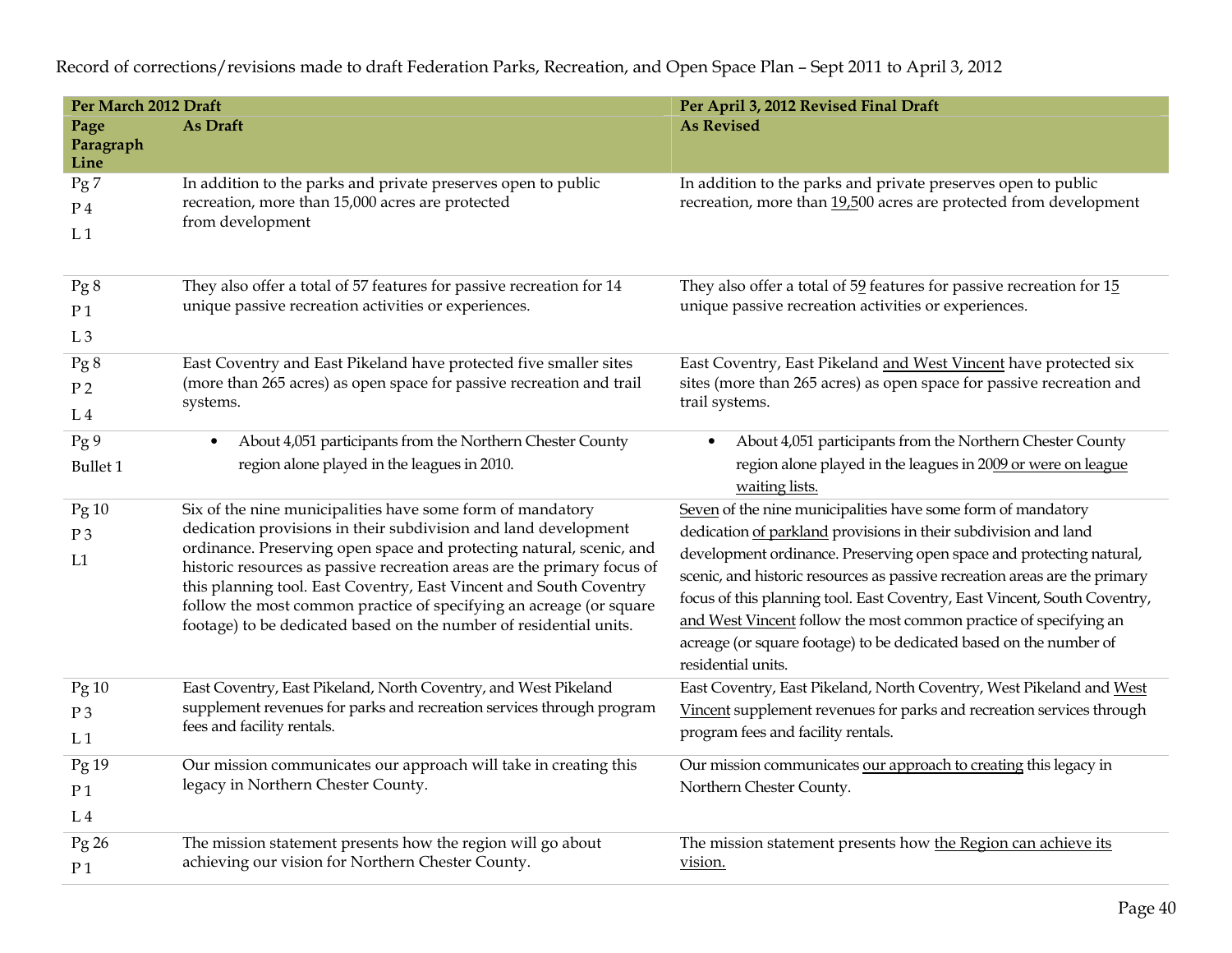Record of corrections/revisions made to draft Federation Parks, Recreation, and Open Space Plan – Sept 2011 to April 3, 2012

| Per March 2012 Draft | | Per April 3, 2012 Revised Final Draft |
|---|---|---|
| **Page Paragraph Line** | **As Draft** | **As Revised** |
| Pg 7<br>P 4<br>L 1 | In addition to the parks and private preserves open to public recreation, more than 15,000 acres are protected from development | In addition to the parks and private preserves open to public recreation, more than 19,500 acres are protected from development |
| Pg 8<br>P 1<br>L 3 | They also offer a total of 57 features for passive recreation for 14 unique passive recreation activities or experiences. | They also offer a total of 59 features for passive recreation for 15 unique passive recreation activities or experiences. |
| Pg 8<br>P 2<br>L 4 | East Coventry and East Pikeland have protected five smaller sites (more than 265 acres) as open space for passive recreation and trail systems. | East Coventry, East Pikeland and West Vincent have protected six sites (more than 265 acres) as open space for passive recreation and trail systems. |
| Pg 9<br>Bullet 1 | • About 4,051 participants from the Northern Chester County region alone played in the leagues in 2010. | • About 4,051 participants from the Northern Chester County region alone played in the leagues in 2009 or were on league waiting lists. |
| Pg 10<br>P 3<br>L1 | Six of the nine municipalities have some form of mandatory dedication provisions in their subdivision and land development ordinance. Preserving open space and protecting natural, scenic, and historic resources as passive recreation areas are the primary focus of this planning tool. East Coventry, East Vincent and South Coventry follow the most common practice of specifying an acreage (or square footage) to be dedicated based on the number of residential units. | Seven of the nine municipalities have some form of mandatory dedication of parkland provisions in their subdivision and land development ordinance. Preserving open space and protecting natural, scenic, and historic resources as passive recreation areas are the primary focus of this planning tool. East Coventry, East Vincent, South Coventry, and West Vincent follow the most common practice of specifying an acreage (or square footage) to be dedicated based on the number of residential units. |
| Pg 10<br>P 3<br>L 1 | East Coventry, East Pikeland, North Coventry, and West Pikeland supplement revenues for parks and recreation services through program fees and facility rentals. | East Coventry, East Pikeland, North Coventry, West Pikeland and West Vincent supplement revenues for parks and recreation services through program fees and facility rentals. |
| Pg 19<br>P 1<br>L 4 | Our mission communicates our approach will take in creating this legacy in Northern Chester County. | Our mission communicates our approach to creating this legacy in Northern Chester County. |
| Pg 26<br>P 1 | The mission statement presents how the region will go about achieving our vision for Northern Chester County. | The mission statement presents how the Region can achieve its vision. |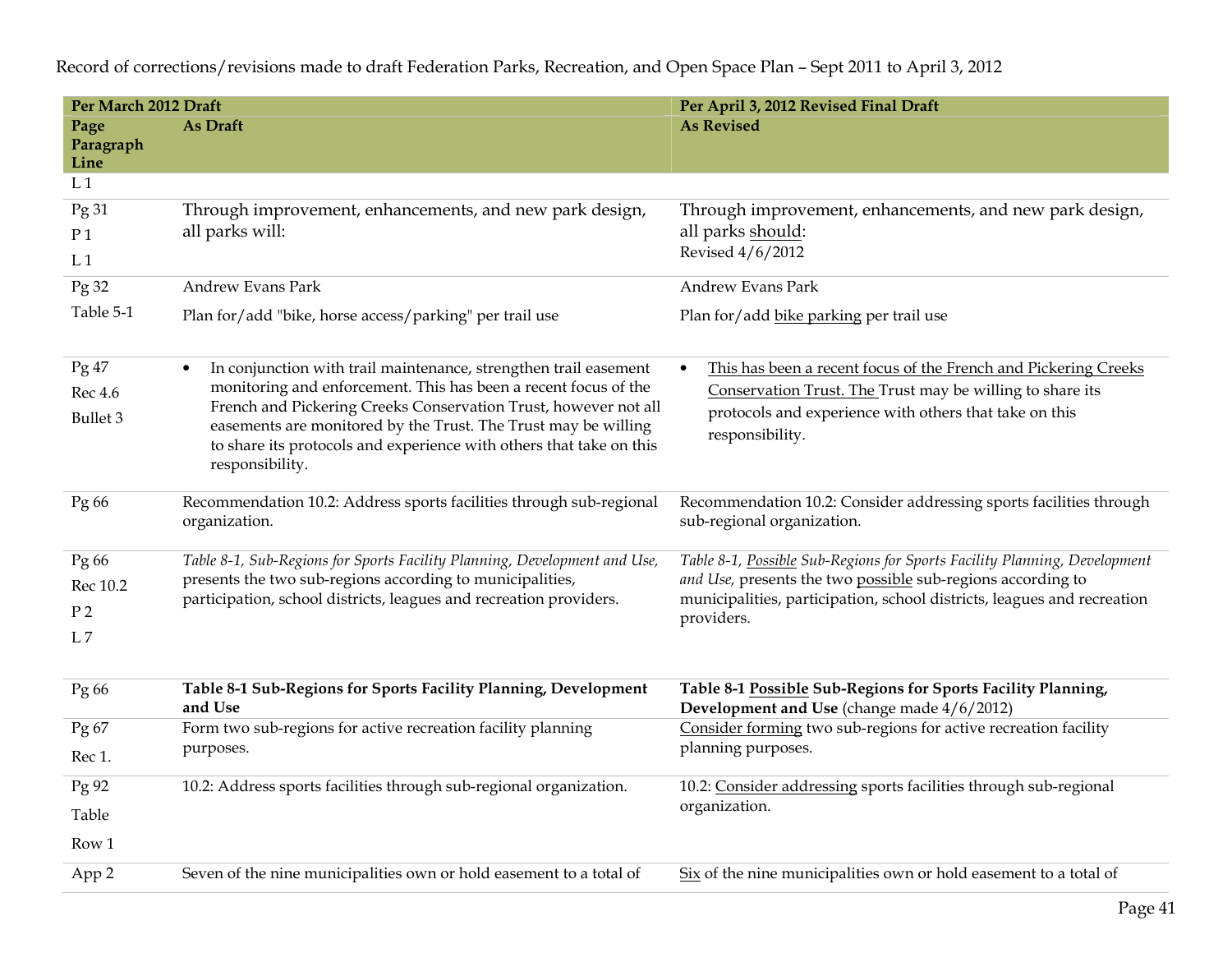Record of corrections/revisions made to draft Federation Parks, Recreation, and Open Space Plan – Sept 2011 to April 3, 2012

| Per March 2012 Draft | | Per April 3, 2012 Revised Final Draft |
|---|---|---|
| **Page Paragraph Line** | **As Draft** | **As Revised** |
| L 1 | | |
| Pg 31 P 1 L 1 | Through improvement, enhancements, and new park design, all parks will: | Through improvement, enhancements, and new park design, all parks should: Revised 4/6/2012 |
| Pg 32 Table 5-1 | Andrew Evans Park Plan for/add "bike, horse access/parking" per trail use | Andrew Evans Park Plan for/add bike parking per trail use |
| Pg 47 Rec 4.6 Bullet 3 | • In conjunction with trail maintenance, strengthen trail easement monitoring and enforcement. This has been a recent focus of the French and Pickering Creeks Conservation Trust, however not all easements are monitored by the Trust. The Trust may be willing to share its protocols and experience with others that take on this responsibility. | • This has been a recent focus of the French and Pickering Creeks Conservation Trust. The Trust may be willing to share its protocols and experience with others that take on this responsibility. |
| Pg 66 | Recommendation 10.2: Address sports facilities through sub-regional organization. | Recommendation 10.2: Consider addressing sports facilities through sub-regional organization. |
| Pg 66 Rec 10.2 P 2 L 7 | *Table 8-1, Sub-Regions for Sports Facility Planning, Development and Use,* presents the two sub-regions according to municipalities, participation, school districts, leagues and recreation providers. | *Table 8-1, Possible Sub-Regions for Sports Facility Planning, Development and Use,* presents the two possible sub-regions according to municipalities, participation, school districts, leagues and recreation providers. |
| Pg 66 | **Table 8-1 Sub-Regions for Sports Facility Planning, Development and Use** | **Table 8-1 Possible Sub-Regions for Sports Facility Planning, Development and Use** (change made 4/6/2012) |
| Pg 67 Rec 1. | Form two sub-regions for active recreation facility planning purposes. | Consider forming two sub-regions for active recreation facility planning purposes. |
| Pg 92 Table Row 1 | 10.2: Address sports facilities through sub-regional organization. | 10.2: Consider addressing sports facilities through sub-regional organization. |
| App 2 | Seven of the nine municipalities own or hold easement to a total of | Six of the nine municipalities own or hold easement to a total of |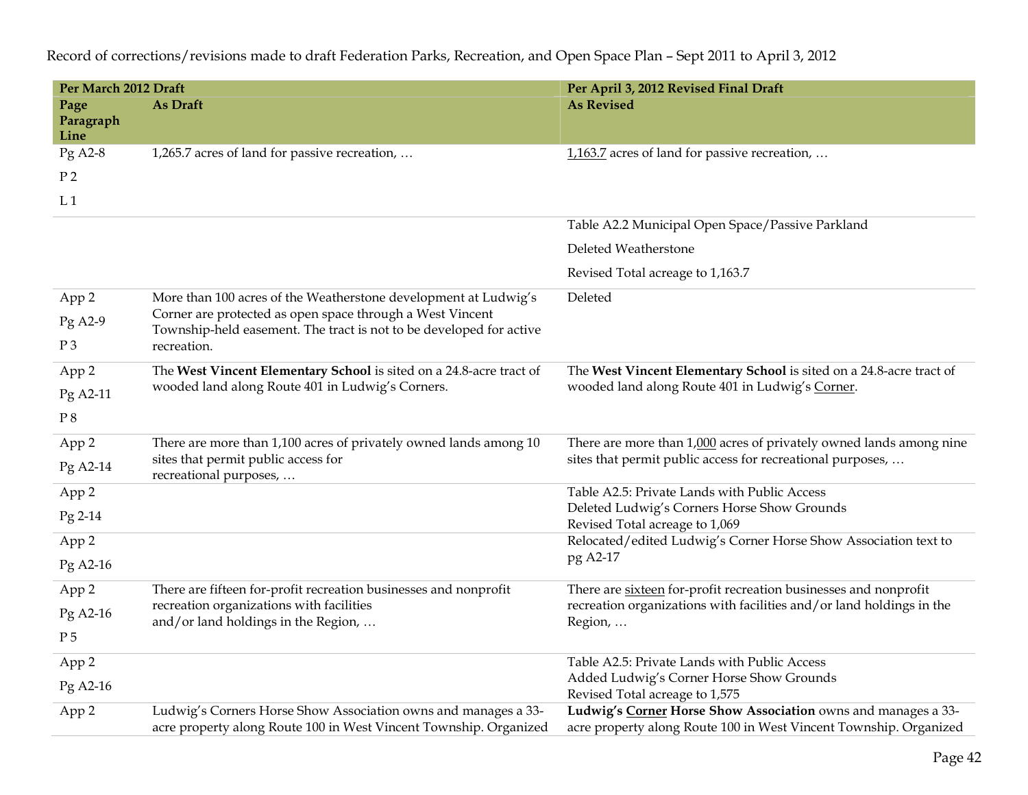Record of corrections/revisions made to draft Federation Parks, Recreation, and Open Space Plan – Sept 2011 to April 3, 2012

| Per March 2012 Draft | | Per April 3, 2012 Revised Final Draft |
|---|---|---|
| **Page Paragraph Line** | **As Draft** | **As Revised** |
| Pg A2-8<br>P 2<br>L 1 | 1,265.7 acres of land for passive recreation, … | <u>1,163.7</u> acres of land for passive recreation, … |
| | | Table A2.2 Municipal Open Space/Passive Parkland<br>Deleted Weatherstone<br>Revised Total acreage to 1,163.7 |
| App 2<br>Pg A2-9<br>P 3 | More than 100 acres of the Weatherstone development at Ludwig's Corner are protected as open space through a West Vincent Township-held easement. The tract is not to be developed for active recreation. | Deleted |
| App 2<br>Pg A2-11<br>P 8 | The **West Vincent Elementary School** is sited on a 24.8-acre tract of wooded land along Route 401 in Ludwig's Corners. | The **West Vincent Elementary School** is sited on a 24.8-acre tract of wooded land along Route 401 in Ludwig's <u>Corner</u>. |
| App 2<br>Pg A2-14 | There are more than 1,100 acres of privately owned lands among 10 sites that permit public access for recreational purposes, … | There are more than 1,<u>000</u> acres of privately owned lands among nine sites that permit public access for recreational purposes, … |
| App 2<br>Pg 2-14 | | Table A2.5: Private Lands with Public Access<br>Deleted Ludwig's Corners Horse Show Grounds<br>Revised Total acreage to 1,069 |
| App 2<br>Pg A2-16 | | Relocated/edited Ludwig's Corner Horse Show Association text to pg A2-17 |
| App 2<br>Pg A2-16<br>P 5 | There are fifteen for-profit recreation businesses and nonprofit recreation organizations with facilities and/or land holdings in the Region, … | There are <u>sixteen</u> for-profit recreation businesses and nonprofit recreation organizations with facilities and/or land holdings in the Region, … |
| App 2<br>Pg A2-16 | | Table A2.5: Private Lands with Public Access<br>Added Ludwig's Corner Horse Show Grounds<br>Revised Total acreage to 1,575 |
| App 2 | Ludwig's Corners Horse Show Association owns and manages a 33-acre property along Route 100 in West Vincent Township. Organized | **Ludwig's <u>Corner</u> Horse Show Association** owns and manages a 33-acre property along Route 100 in West Vincent Township. Organized |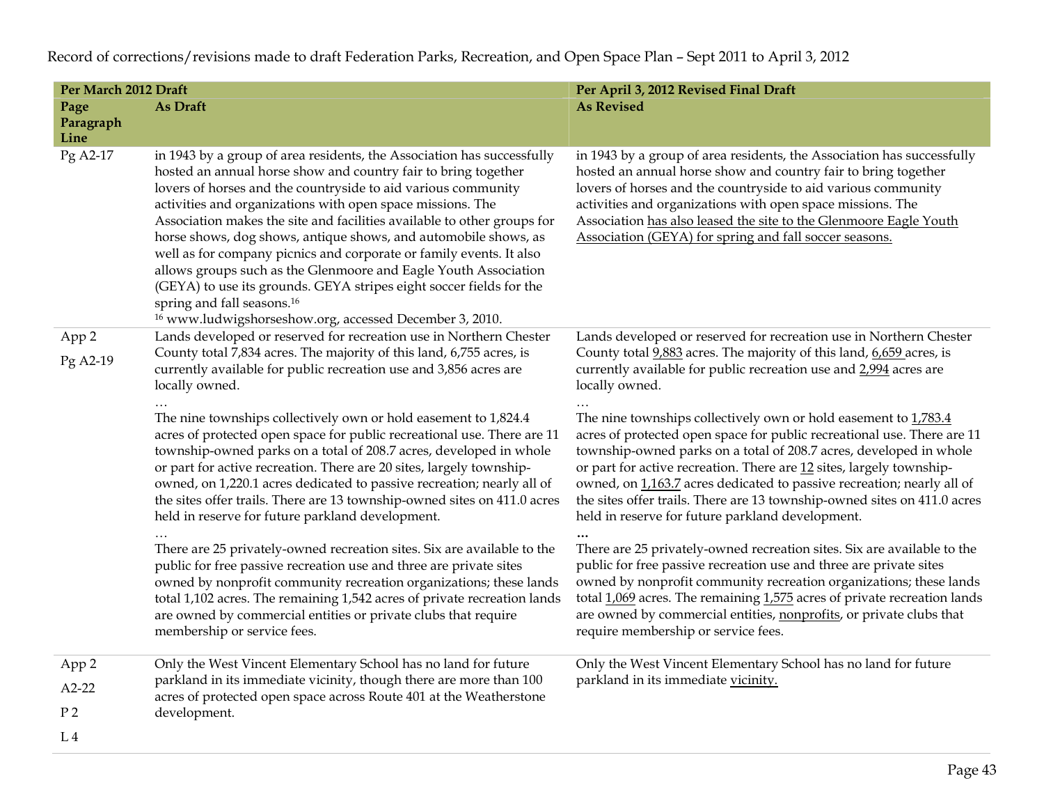Record of corrections/revisions made to draft Federation Parks, Recreation, and Open Space Plan – Sept 2011 to April 3, 2012

| Per March 2012 Draft | | Per April 3, 2012 Revised Final Draft |
|---|---|---|
| **Page Paragraph Line** | **As Draft** | **As Revised** |
| Pg A2-17 | in 1943 by a group of area residents, the Association has successfully hosted an annual horse show and country fair to bring together lovers of horses and the countryside to aid various community activities and organizations with open space missions. The Association makes the site and facilities available to other groups for horse shows, dog shows, antique shows, and automobile shows, as well as for company picnics and corporate or family events. It also allows groups such as the Glenmoore and Eagle Youth Association (GEYA) to use its grounds. GEYA stripes eight soccer fields for the spring and fall seasons.[16]<br>[16] www.ludwigshorseshow.org, accessed December 3, 2010. | in 1943 by a group of area residents, the Association has successfully hosted an annual horse show and country fair to bring together lovers of horses and the countryside to aid various community activities and organizations with open space missions. The Association <u>has also leased the site to the Glenmoore Eagle Youth Association (GEYA) for spring and fall soccer seasons.</u> |
| App 2<br>Pg A2-19 | Lands developed or reserved for recreation use in Northern Chester County total 7,834 acres. The majority of this land, 6,755 acres, is currently available for public recreation use and 3,856 acres are locally owned.<br>…<br>The nine townships collectively own or hold easement to 1,824.4 acres of protected open space for public recreational use. There are 11 township-owned parks on a total of 208.7 acres, developed in whole or part for active recreation. There are 20 sites, largely township-owned, on 1,220.1 acres dedicated to passive recreation; nearly all of the sites offer trails. There are 13 township-owned sites on 411.0 acres held in reserve for future parkland development.<br>…<br>There are 25 privately-owned recreation sites. Six are available to the public for free passive recreation use and three are private sites owned by nonprofit community recreation organizations; these lands total 1,102 acres. The remaining 1,542 acres of private recreation lands are owned by commercial entities or private clubs that require membership or service fees. | Lands developed or reserved for recreation use in Northern Chester County total <u>9,883</u> acres. The majority of this land, <u>6,659</u> acres, is currently available for public recreation use and <u>2,994</u> acres are locally owned.<br>…<br>The nine townships collectively own or hold easement to <u>1,783.4</u> acres of protected open space for public recreational use. There are 11 township-owned parks on a total of 208.7 acres, developed in whole or part for active recreation. There are <u>12</u> sites, largely township-owned, on <u>1,163.7</u> acres dedicated to passive recreation; nearly all of the sites offer trails. There are 13 township-owned sites on 411.0 acres held in reserve for future parkland development.<br>…<br>There are 25 privately-owned recreation sites. Six are available to the public for free passive recreation use and three are private sites owned by nonprofit community recreation organizations; these lands total <u>1,069</u> acres. The remaining <u>1,575</u> acres of private recreation lands are owned by commercial entities, <u>nonprofits</u>, or private clubs that require membership or service fees. |
| App 2<br>A2-22<br>P 2<br>L 4 | Only the West Vincent Elementary School has no land for future parkland in its immediate vicinity, though there are more than 100 acres of protected open space across Route 401 at the Weatherstone development. | Only the West Vincent Elementary School has no land for future parkland in its immediate <u>vicinity.</u> |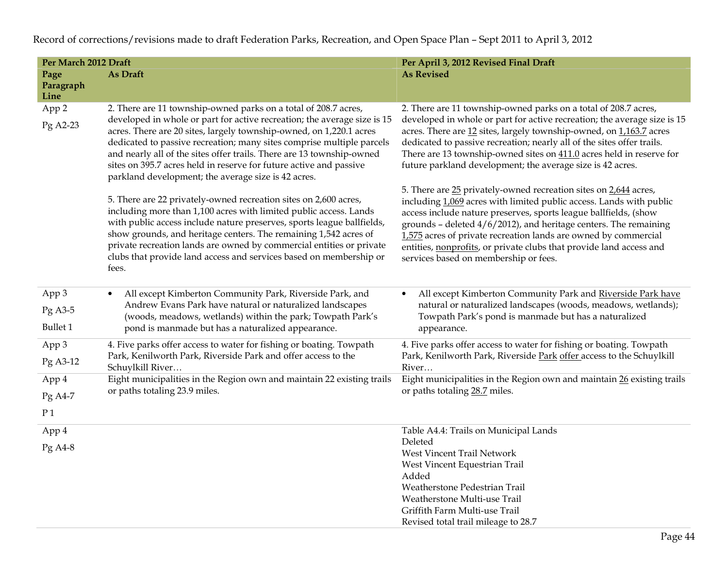Record of corrections/revisions made to draft Federation Parks, Recreation, and Open Space Plan – Sept 2011 to April 3, 2012

| Per March 2012 Draft | | Per April 3, 2012 Revised Final Draft |
|---|---|---|
| **Page Paragraph Line** | **As Draft** | **As Revised** |
| App 2<br>Pg A2-23 | 2. There are 11 township-owned parks on a total of 208.7 acres, developed in whole or part for active recreation; the average size is 15 acres. There are 20 sites, largely township-owned, on 1,220.1 acres dedicated to passive recreation; many sites comprise multiple parcels and nearly all of the sites offer trails. There are 13 township-owned sites on 395.7 acres held in reserve for future active and passive parkland development; the average size is 42 acres.<br><br>5. There are 22 privately-owned recreation sites on 2,600 acres, including more than 1,100 acres with limited public access. Lands with public access include nature preserves, sports league ballfields, show grounds, and heritage centers. The remaining 1,542 acres of private recreation lands are owned by commercial entities or private clubs that provide land access and services based on membership or fees. | 2. There are 11 township-owned parks on a total of 208.7 acres, developed in whole or part for active recreation; the average size is 15 acres. There are 12 sites, largely township-owned, on 1,163.7 acres dedicated to passive recreation; nearly all of the sites offer trails. There are 13 township-owned sites on 411.0 acres held in reserve for future parkland development; the average size is 42 acres.<br><br>5. There are 25 privately-owned recreation sites on 2,644 acres, including 1,069 acres with limited public access. Lands with public access include nature preserves, sports league ballfields, (show grounds – deleted 4/6/2012), and heritage centers. The remaining 1,575 acres of private recreation lands are owned by commercial entities, nonprofits, or private clubs that provide land access and services based on membership or fees. |
| App 3<br>Pg A3-5<br>Bullet 1 | • All except Kimberton Community Park, Riverside Park, and Andrew Evans Park have natural or naturalized landscapes (woods, meadows, wetlands) within the park; Towpath Park's pond is manmade but has a naturalized appearance. | • All except Kimberton Community Park and Riverside Park have natural or naturalized landscapes (woods, meadows, wetlands); Towpath Park's pond is manmade but has a naturalized appearance. |
| App 3<br>Pg A3-12 | 4. Five parks offer access to water for fishing or boating. Towpath Park, Kenilworth Park, Riverside Park and offer access to the Schuylkill River… | 4. Five parks offer access to water for fishing or boating. Towpath Park, Kenilworth Park, Riverside Park offer access to the Schuylkill River… |
| App 4<br>Pg A4-7<br>P 1 | Eight municipalities in the Region own and maintain 22 existing trails or paths totaling 23.9 miles. | Eight municipalities in the Region own and maintain 26 existing trails or paths totaling 28.7 miles. |
| App 4<br>Pg A4-8 | | Table A4.4: Trails on Municipal Lands<br>Deleted<br>West Vincent Trail Network<br>West Vincent Equestrian Trail<br>Added<br>Weatherstone Pedestrian Trail<br>Weatherstone Multi-use Trail<br>Griffith Farm Multi-use Trail<br>Revised total trail mileage to 28.7 |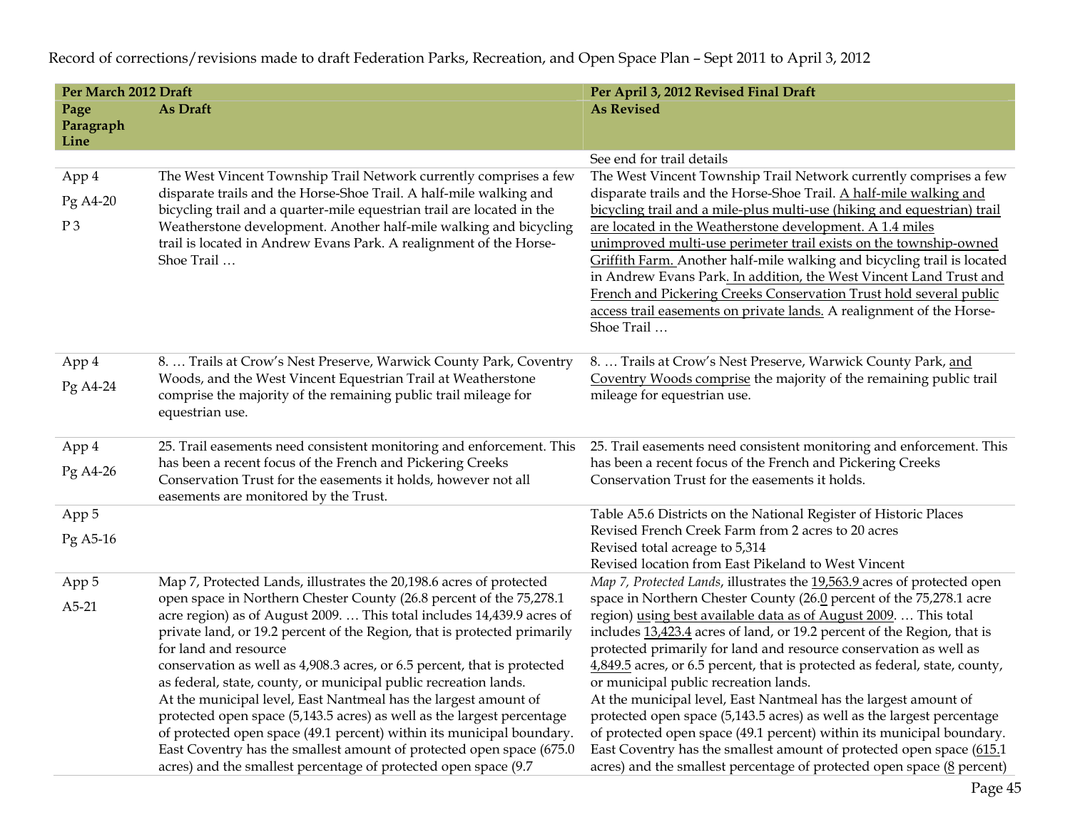Record of corrections/revisions made to draft Federation Parks, Recreation, and Open Space Plan – Sept 2011 to April 3, 2012

| Per March 2012 Draft | | Per April 3, 2012 Revised Final Draft |
|---|---|---|
| Page Paragraph Line | As Draft | As Revised |
| | | See end for trail details |
| App 4 Pg A4-20 P 3 | The West Vincent Township Trail Network currently comprises a few disparate trails and the Horse-Shoe Trail. A half-mile walking and bicycling trail and a quarter-mile equestrian trail are located in the Weatherstone development. Another half-mile walking and bicycling trail is located in Andrew Evans Park. A realignment of the Horse-Shoe Trail … | The West Vincent Township Trail Network currently comprises a few disparate trails and the Horse-Shoe Trail. <u>A half-mile walking and bicycling trail and a mile-plus multi-use (hiking and equestrian) trail are located in the Weatherstone development. A 1.4 miles unimproved multi-use perimeter trail exists on the township-owned Griffith Farm.</u> Another half-mile walking and bicycling trail is located in Andrew Evans Park<u>. In addition, the West Vincent Land Trust and French and Pickering Creeks Conservation Trust hold several public access trail easements on private lands.</u> A realignment of the Horse-Shoe Trail … |
| App 4 Pg A4-24 | 8. … Trails at Crow's Nest Preserve, Warwick County Park, Coventry Woods, and the West Vincent Equestrian Trail at Weatherstone comprise the majority of the remaining public trail mileage for equestrian use. | 8. … Trails at Crow's Nest Preserve, Warwick County Park, <u>and Coventry Woods comprise</u> the majority of the remaining public trail mileage for equestrian use. |
| App 4 Pg A4-26 | 25. Trail easements need consistent monitoring and enforcement. This has been a recent focus of the French and Pickering Creeks Conservation Trust for the easements it holds, however not all easements are monitored by the Trust. | 25. Trail easements need consistent monitoring and enforcement. This has been a recent focus of the French and Pickering Creeks Conservation Trust for the easements it holds. |
| App 5 Pg A5-16 | | Table A5.6 Districts on the National Register of Historic Places<br>Revised French Creek Farm from 2 acres to 20 acres<br>Revised total acreage to 5,314<br>Revised location from East Pikeland to West Vincent |
| App 5 A5-21 | Map 7, Protected Lands, illustrates the 20,198.6 acres of protected open space in Northern Chester County (26.8 percent of the 75,278.1 acre region) as of August 2009. … This total includes 14,439.9 acres of private land, or 19.2 percent of the Region, that is protected primarily for land and resource conservation as well as 4,908.3 acres, or 6.5 percent, that is protected as federal, state, county, or municipal public recreation lands.<br>At the municipal level, East Nantmeal has the largest amount of protected open space (5,143.5 acres) as well as the largest percentage of protected open space (49.1 percent) within its municipal boundary. East Coventry has the smallest amount of protected open space (675.0 acres) and the smallest percentage of protected open space (9.7 | *Map 7, Protected Lands*, illustrates the <u>19,563.9</u> acres of protected open space in Northern Chester County (26.<u>0</u> percent of the 75,278.1 acre region) <u>using best available data as of August 2009</u>. … This total includes <u>13,423.4</u> acres of land, or 19.2 percent of the Region, that is protected primarily for land and resource conservation as well as <u>4,849.5</u> acres, or 6.5 percent, that is protected as federal, state, county, or municipal public recreation lands.<br>At the municipal level, East Nantmeal has the largest amount of protected open space (5,143.5 acres) as well as the largest percentage of protected open space (49.1 percent) within its municipal boundary. East Coventry has the smallest amount of protected open space (<u>615.1</u> acres) and the smallest percentage of protected open space (<u>8</u> percent) |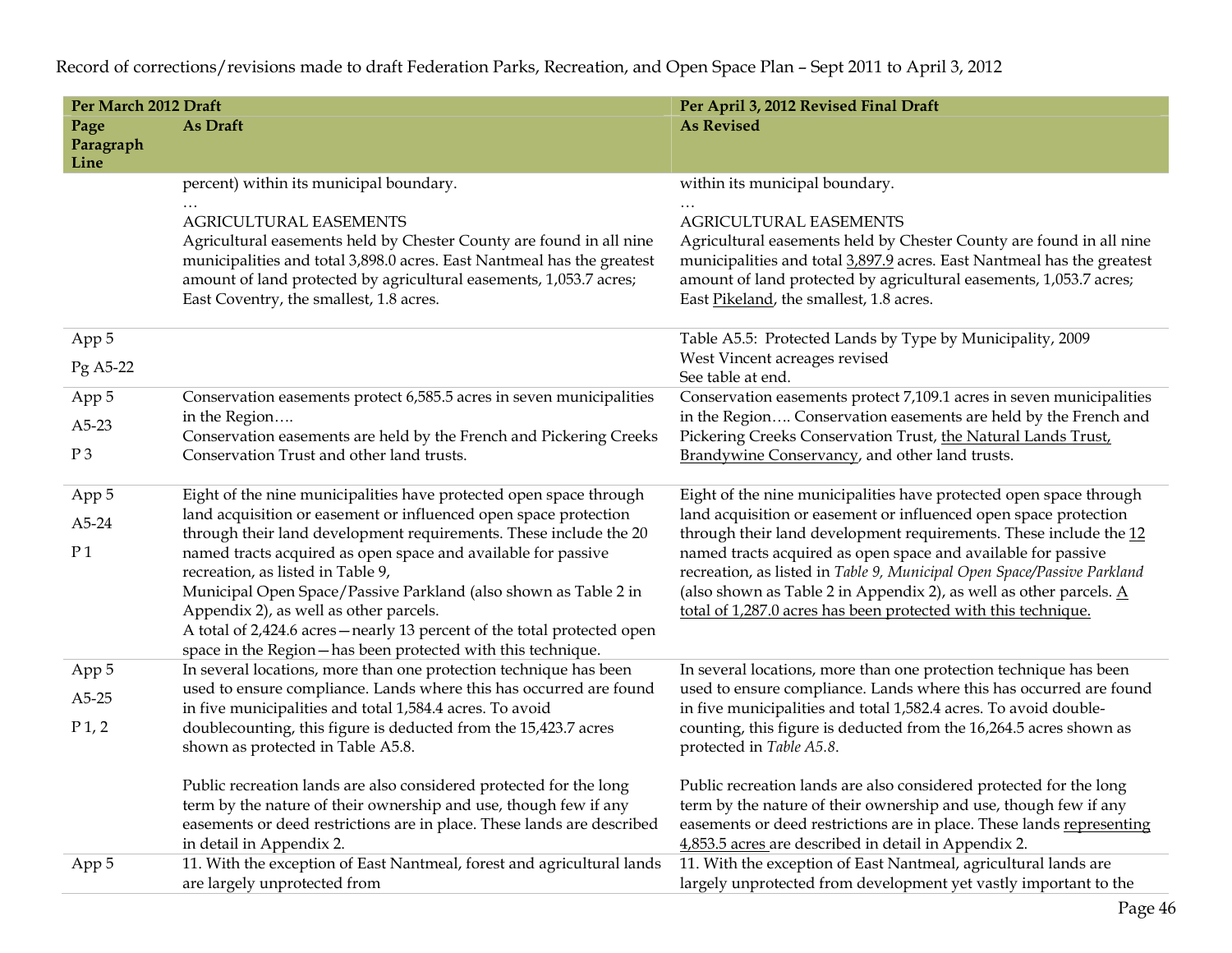Record of corrections/revisions made to draft Federation Parks, Recreation, and Open Space Plan – Sept 2011 to April 3, 2012

| Per March 2012 Draft | | Per April 3, 2012 Revised Final Draft |
|---|---|---|
| **Page Paragraph Line** | **As Draft** | **As Revised** |
| | percent) within its municipal boundary.<br>…<br>AGRICULTURAL EASEMENTS<br>Agricultural easements held by Chester County are found in all nine municipalities and total 3,898.0 acres. East Nantmeal has the greatest amount of land protected by agricultural easements, 1,053.7 acres; East Coventry, the smallest, 1.8 acres. | within its municipal boundary.<br>…<br>AGRICULTURAL EASEMENTS<br>Agricultural easements held by Chester County are found in all nine municipalities and total <u>3,897.9</u> acres. East Nantmeal has the greatest amount of land protected by agricultural easements, 1,053.7 acres; East <u>Pikeland</u>, the smallest, 1.8 acres. |
| App 5<br>Pg A5-22 | | Table A5.5: Protected Lands by Type by Municipality, 2009<br>West Vincent acreages revised<br>See table at end. |
| App 5<br>A5-23<br>P 3 | Conservation easements protect 6,585.5 acres in seven municipalities in the Region….<br>Conservation easements are held by the French and Pickering Creeks Conservation Trust and other land trusts. | Conservation easements protect 7,109.1 acres in seven municipalities in the Region…. Conservation easements are held by the French and Pickering Creeks Conservation Trust, <u>the Natural Lands Trust, Brandywine Conservancy</u>, and other land trusts. |
| App 5<br>A5-24<br>P 1 | Eight of the nine municipalities have protected open space through land acquisition or easement or influenced open space protection through their land development requirements. These include the 20 named tracts acquired as open space and available for passive recreation, as listed in Table 9,<br>Municipal Open Space/Passive Parkland (also shown as Table 2 in Appendix 2), as well as other parcels.<br>A total of 2,424.6 acres—nearly 13 percent of the total protected open space in the Region—has been protected with this technique. | Eight of the nine municipalities have protected open space through land acquisition or easement or influenced open space protection through their land development requirements. These include the <u>12</u> named tracts acquired as open space and available for passive recreation, as listed in *Table 9, Municipal Open Space/Passive Parkland* (also shown as Table 2 in Appendix 2), as well as other parcels. <u>A total of 1,287.0 acres has been protected with this technique.</u> |
| App 5<br>A5-25<br>P 1, 2 | In several locations, more than one protection technique has been used to ensure compliance. Lands where this has occurred are found in five municipalities and total 1,584.4 acres. To avoid doublecounting, this figure is deducted from the 15,423.7 acres shown as protected in Table A5.8.<br><br>Public recreation lands are also considered protected for the long term by the nature of their ownership and use, though few if any easements or deed restrictions are in place. These lands are described in detail in Appendix 2. | In several locations, more than one protection technique has been used to ensure compliance. Lands where this has occurred are found in five municipalities and total 1,582.4 acres. To avoid double-counting, this figure is deducted from the 16,264.5 acres shown as protected in *Table A5.8*.<br><br>Public recreation lands are also considered protected for the long term by the nature of their ownership and use, though few if any easements or deed restrictions are in place. These lands <u>representing 4,853.5 acres</u> are described in detail in Appendix 2. |
| App 5 | 11. With the exception of East Nantmeal, forest and agricultural lands are largely unprotected from | 11. With the exception of East Nantmeal, agricultural lands are largely unprotected from development yet vastly important to the |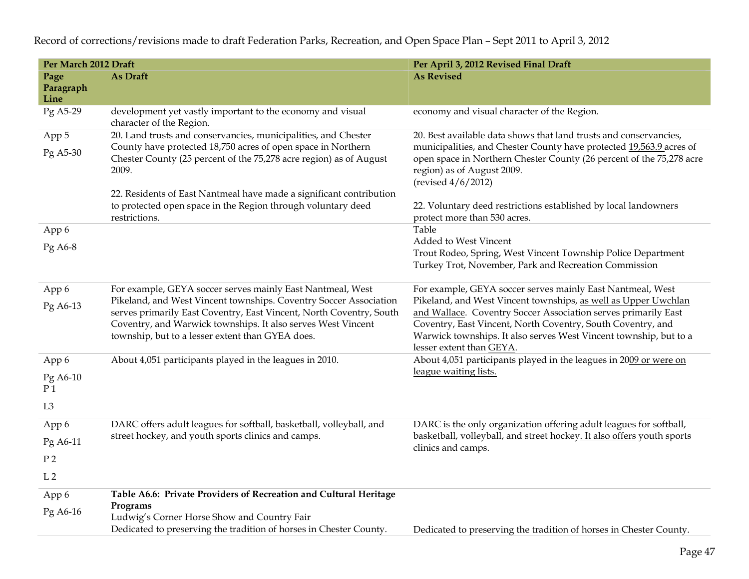Record of corrections/revisions made to draft Federation Parks, Recreation, and Open Space Plan – Sept 2011 to April 3, 2012

| Per March 2012 Draft | | Per April 3, 2012 Revised Final Draft |
|---|---|---|
| **Page Paragraph Line** | **As Draft** | **As Revised** |
| Pg A5-29 | development yet vastly important to the economy and visual character of the Region. | economy and visual character of the Region. |
| App 5<br>Pg A5-30 | 20. Land trusts and conservancies, municipalities, and Chester County have protected 18,750 acres of open space in Northern Chester County (25 percent of the 75,278 acre region) as of August 2009.<br><br>22. Residents of East Nantmeal have made a significant contribution to protected open space in the Region through voluntary deed restrictions. | 20. Best available data shows that land trusts and conservancies, municipalities, and Chester County have protected 19,563.9 acres of open space in Northern Chester County (26 percent of the 75,278 acre region) as of August 2009.<br>(revised 4/6/2012)<br><br>22. Voluntary deed restrictions established by local landowners protect more than 530 acres. |
| App 6<br>Pg A6-8 | | Table<br>Added to West Vincent<br>Trout Rodeo, Spring, West Vincent Township Police Department<br>Turkey Trot, November, Park and Recreation Commission |
| App 6<br>Pg A6-13 | For example, GEYA soccer serves mainly East Nantmeal, West Pikeland, and West Vincent townships. Coventry Soccer Association serves primarily East Coventry, East Vincent, North Coventry, South Coventry, and Warwick townships. It also serves West Vincent township, but to a lesser extent than GYEA does. | For example, GEYA soccer serves mainly East Nantmeal, West Pikeland, and West Vincent townships, as well as Upper Uwchlan and Wallace. Coventry Soccer Association serves primarily East Coventry, East Vincent, North Coventry, South Coventry, and Warwick townships. It also serves West Vincent township, but to a lesser extent than GEYA. |
| App 6<br>Pg A6-10<br>P 1<br>L3 | About 4,051 participants played in the leagues in 2010. | About 4,051 participants played in the leagues in 2009 or were on league waiting lists. |
| App 6<br>Pg A6-11<br>P 2<br>L 2 | DARC offers adult leagues for softball, basketball, volleyball, and street hockey, and youth sports clinics and camps. | DARC is the only organization offering adult leagues for softball, basketball, volleyball, and street hockey. It also offers youth sports clinics and camps. |
| App 6<br>Pg A6-16 | **Table A6.6: Private Providers of Recreation and Cultural Heritage Programs**<br>Ludwig's Corner Horse Show and Country Fair<br>Dedicated to preserving the tradition of horses in Chester County. | Dedicated to preserving the tradition of horses in Chester County. |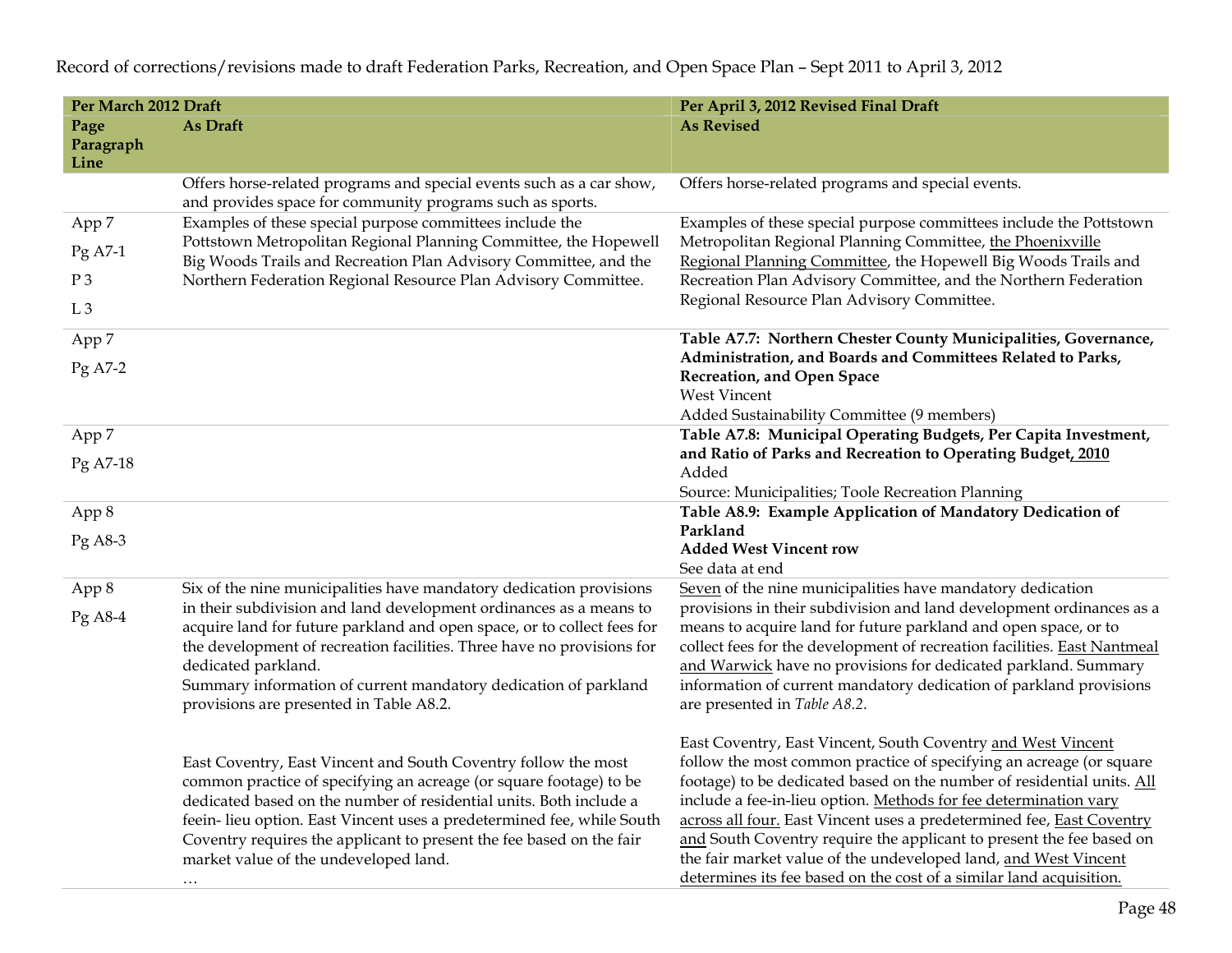Record of corrections/revisions made to draft Federation Parks, Recreation, and Open Space Plan – Sept 2011 to April 3, 2012

| Per March 2012 Draft | | Per April 3, 2012 Revised Final Draft |
|---|---|---|
| **Page Paragraph Line** | **As Draft** | **As Revised** |
| | Offers horse-related programs and special events such as a car show, and provides space for community programs such as sports. | Offers horse-related programs and special events. |
| App 7<br>Pg A7-1<br>P 3<br>L 3 | Examples of these special purpose committees include the Pottstown Metropolitan Regional Planning Committee, the Hopewell Big Woods Trails and Recreation Plan Advisory Committee, and the Northern Federation Regional Resource Plan Advisory Committee. | Examples of these special purpose committees include the Pottstown Metropolitan Regional Planning Committee, <u>the Phoenixville Regional Planning Committee</u>, the Hopewell Big Woods Trails and Recreation Plan Advisory Committee, and the Northern Federation Regional Resource Plan Advisory Committee. |
| App 7<br>Pg A7-2 | | **Table A7.7: Northern Chester County Municipalities, Governance, Administration, and Boards and Committees Related to Parks, Recreation, and Open Space**<br>West Vincent<br>Added Sustainability Committee (9 members) |
| App 7<br>Pg A7-18 | | **Table A7.8: Municipal Operating Budgets, Per Capita Investment, and Ratio of Parks and Recreation to Operating Budget<u>, 2010</u>**<br>Added<br>Source: Municipalities; Toole Recreation Planning |
| App 8<br>Pg A8-3 | | **Table A8.9: Example Application of Mandatory Dedication of Parkland**<br>**Added West Vincent row**<br>See data at end |
| App 8<br>Pg A8-4 | Six of the nine municipalities have mandatory dedication provisions in their subdivision and land development ordinances as a means to acquire land for future parkland and open space, or to collect fees for the development of recreation facilities. Three have no provisions for dedicated parkland.<br>Summary information of current mandatory dedication of parkland provisions are presented in Table A8.2.<br><br>East Coventry, East Vincent and South Coventry follow the most common practice of specifying an acreage (or square footage) to be dedicated based on the number of residential units. Both include a feein- lieu option. East Vincent uses a predetermined fee, while South Coventry requires the applicant to present the fee based on the fair market value of the undeveloped land.<br>… | <u>Seven</u> of the nine municipalities have mandatory dedication provisions in their subdivision and land development ordinances as a means to acquire land for future parkland and open space, or to collect fees for the development of recreation facilities. <u>East Nantmeal and Warwick</u> have no provisions for dedicated parkland. Summary information of current mandatory dedication of parkland provisions are presented in *Table A8.2*.<br><br>East Coventry, East Vincent, South Coventry <u>and West Vincent</u> follow the most common practice of specifying an acreage (or square footage) to be dedicated based on the number of residential units. <u>All</u> include a fee-in-lieu option. <u>Methods for fee determination vary across all four.</u> East Vincent uses a predetermined fee, <u>East Coventry and</u> South Coventry require the applicant to present the fee based on the fair market value of the undeveloped land, <u>and West Vincent determines its fee based on the cost of a similar land acquisition.</u> |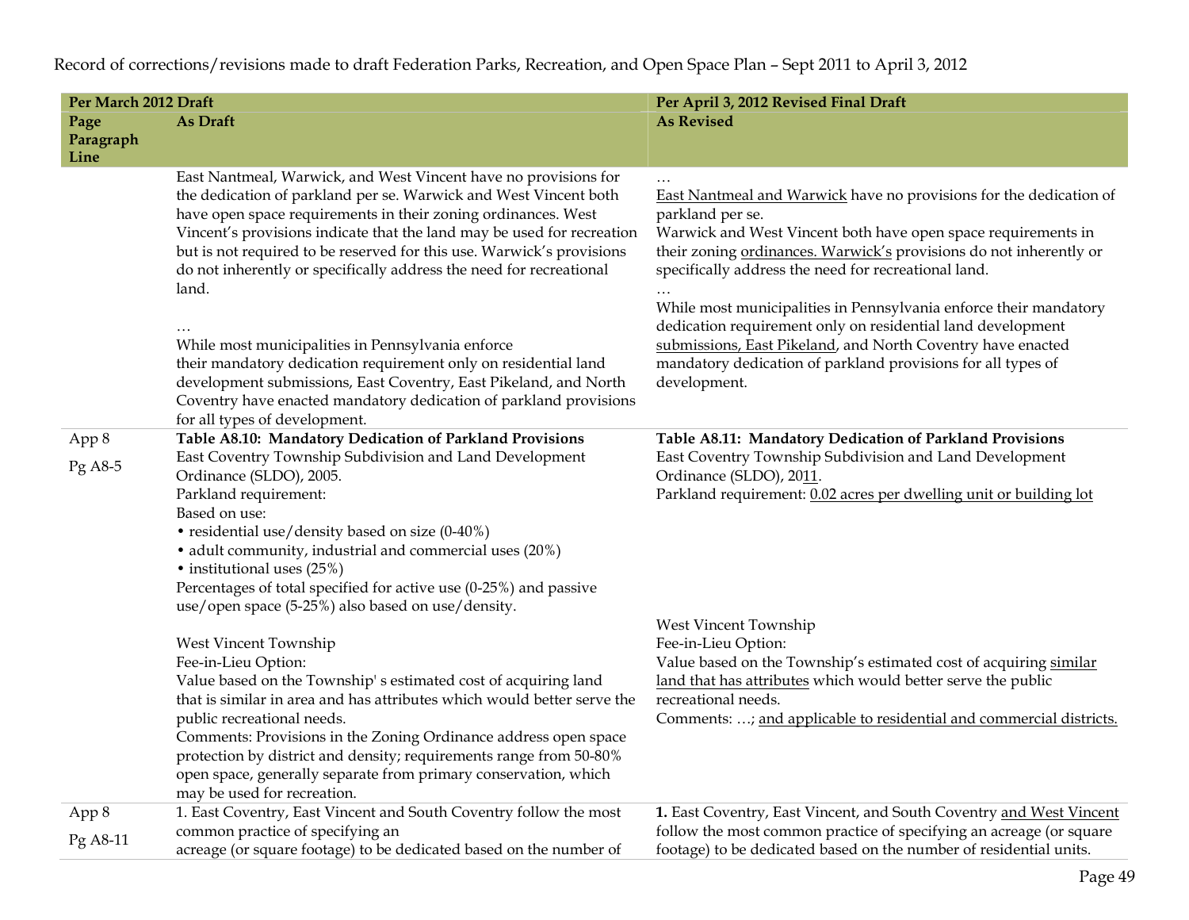Record of corrections/revisions made to draft Federation Parks, Recreation, and Open Space Plan – Sept 2011 to April 3, 2012

| Per March 2012 Draft | | Per April 3, 2012 Revised Final Draft |
|---|---|---|
| **Page Paragraph Line** | **As Draft** | **As Revised** |
| | East Nantmeal, Warwick, and West Vincent have no provisions for the dedication of parkland per se. Warwick and West Vincent both have open space requirements in their zoning ordinances. West Vincent's provisions indicate that the land may be used for recreation but is not required to be reserved for this use. Warwick's provisions do not inherently or specifically address the need for recreational land.<br><br>…<br>While most municipalities in Pennsylvania enforce their mandatory dedication requirement only on residential land development submissions, East Coventry, East Pikeland, and North Coventry have enacted mandatory dedication of parkland provisions for all types of development. | …<br><u>East Nantmeal and Warwick</u> have no provisions for the dedication of parkland per se.<br>Warwick and West Vincent both have open space requirements in their zoning <u>ordinances. Warwick's</u> provisions do not inherently or specifically address the need for recreational land.<br>…<br>While most municipalities in Pennsylvania enforce their mandatory dedication requirement only on residential land development <u>submissions, East Pikeland</u>, and North Coventry have enacted mandatory dedication of parkland provisions for all types of development. |
| App 8<br>Pg A8-5 | **Table A8.10: Mandatory Dedication of Parkland Provisions**<br>East Coventry Township Subdivision and Land Development Ordinance (SLDO), 2005.<br>Parkland requirement:<br>Based on use:<br>• residential use/density based on size (0-40%)<br>• adult community, industrial and commercial uses (20%)<br>• institutional uses (25%)<br>Percentages of total specified for active use (0-25%) and passive use/open space (5-25%) also based on use/density.<br><br>West Vincent Township<br>Fee-in-Lieu Option:<br>Value based on the Township' s estimated cost of acquiring land that is similar in area and has attributes which would better serve the public recreational needs.<br>Comments: Provisions in the Zoning Ordinance address open space protection by district and density; requirements range from 50-80% open space, generally separate from primary conservation, which may be used for recreation. | **Table A8.11: Mandatory Dedication of Parkland Provisions**<br>East Coventry Township Subdivision and Land Development Ordinance (SLDO), 20<u>11</u>.<br>Parkland requirement: <u>0.02 acres per dwelling unit or building lot</u><br><br>West Vincent Township<br>Fee-in-Lieu Option:<br>Value based on the Township's estimated cost of acquiring <u>similar land that has attributes</u> which would better serve the public recreational needs.<br>Comments: …; <u>and applicable to residential and commercial districts.</u> |
| App 8<br>Pg A8-11 | 1. East Coventry, East Vincent and South Coventry follow the most common practice of specifying an acreage (or square footage) to be dedicated based on the number of | **1.** East Coventry, East Vincent, and South Coventry <u>and West Vincent</u> follow the most common practice of specifying an acreage (or square footage) to be dedicated based on the number of residential units. |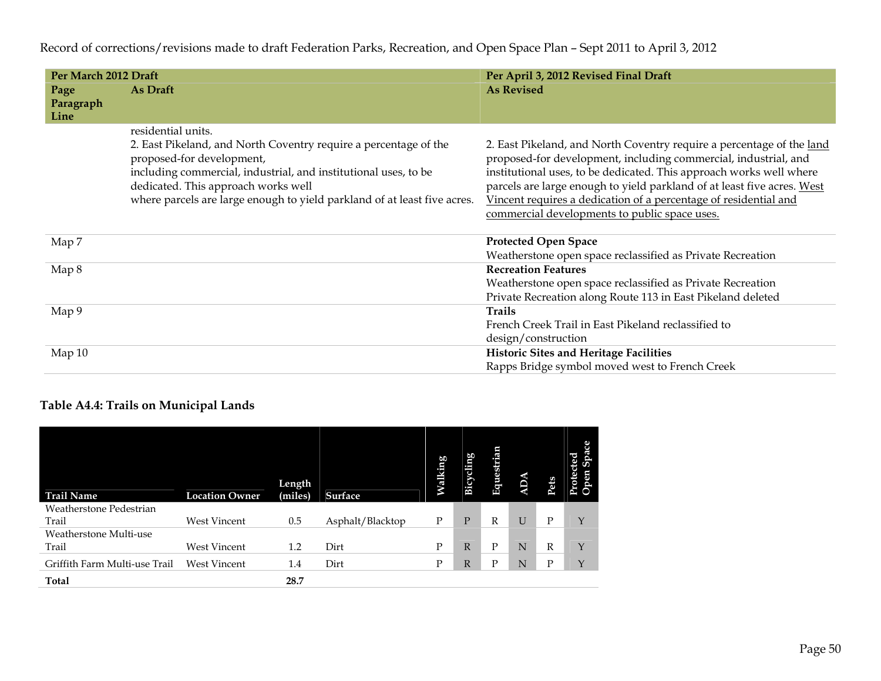Record of corrections/revisions made to draft Federation Parks, Recreation, and Open Space Plan – Sept 2011 to April 3, 2012

| Per March 2012 Draft | | Per April 3, 2012 Revised Final Draft |
|---|---|---|
| **Page Paragraph Line** | **As Draft** | **As Revised** |
| | residential units.<br>2. East Pikeland, and North Coventry require a percentage of the proposed-for development, including commercial, industrial, and institutional uses, to be dedicated. This approach works well where parcels are large enough to yield parkland of at least five acres. | 2. East Pikeland, and North Coventry require a percentage of the <u>land</u> proposed-for development, including commercial, industrial, and institutional uses, to be dedicated. This approach works well where parcels are large enough to yield parkland of at least five acres. <u>West Vincent requires a dedication of a percentage of residential and commercial developments to public space uses.</u> |
| Map 7 | | **Protected Open Space**<br>Weatherstone open space reclassified as Private Recreation |
| Map 8 | | **Recreation Features**<br>Weatherstone open space reclassified as Private Recreation<br>Private Recreation along Route 113 in East Pikeland deleted |
| Map 9 | | **Trails**<br>French Creek Trail in East Pikeland reclassified to design/construction |
| Map 10 | | **Historic Sites and Heritage Facilities**<br>Rapps Bridge symbol moved west to French Creek |

### Table A4.4: Trails on Municipal Lands

| Trail Name | Location Owner | Length (miles) | Surface | Walking | Bicycling | Equestrian | ADA | Pets | Protected Open Space |
|---|---|---|---|---|---|---|---|---|---|
| Weatherstone Pedestrian Trail | West Vincent | 0.5 | Asphalt/Blacktop | P | P | R | U | P | Y |
| Weatherstone Multi-use Trail | West Vincent | 1.2 | Dirt | P | R | P | N | R | Y |
| Griffith Farm Multi-use Trail | West Vincent | 1.4 | Dirt | P | R | P | N | P | Y |
| **Total** | | **28.7** | | | | | | | |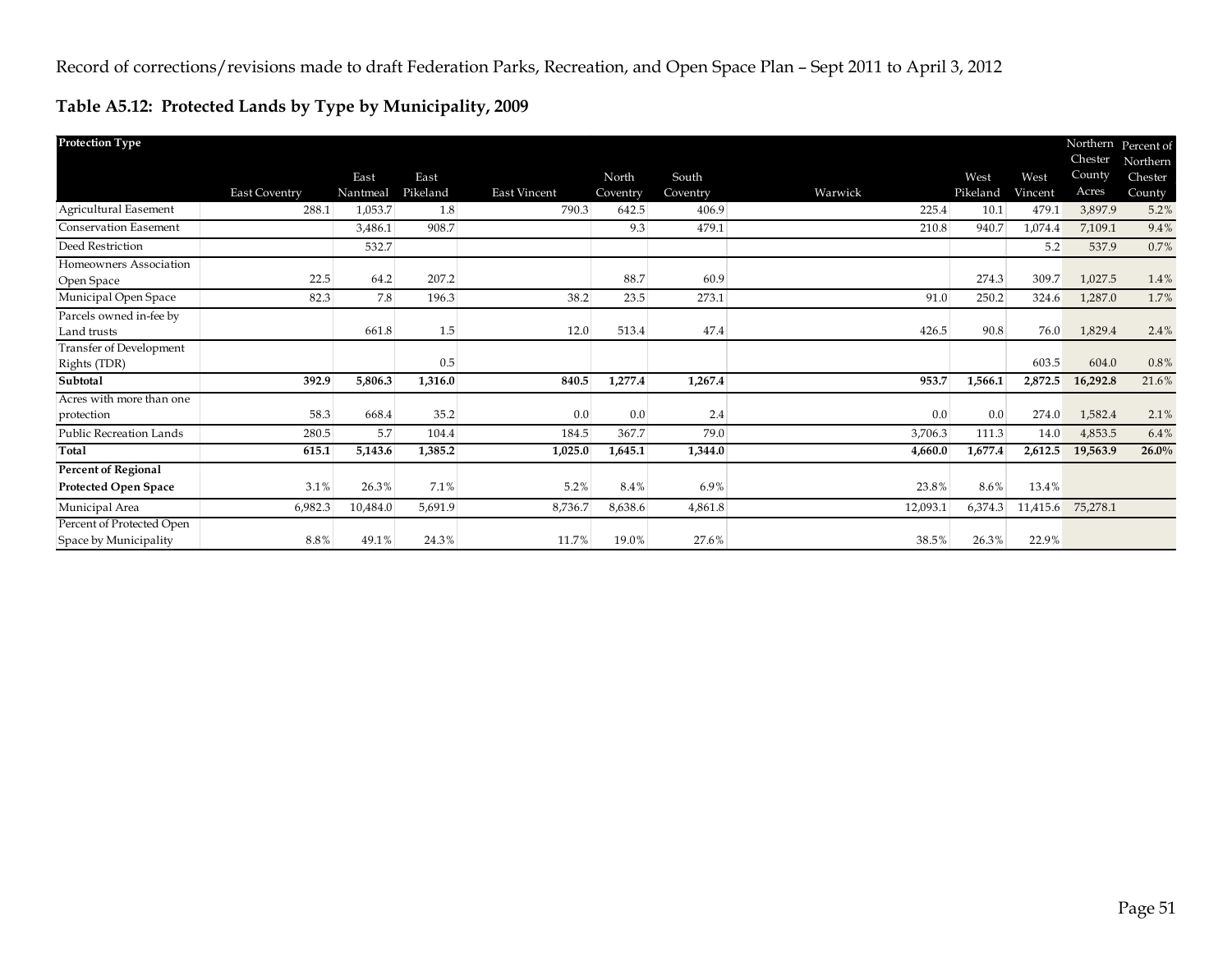Record of corrections/revisions made to draft Federation Parks, Recreation, and Open Space Plan – Sept 2011 to April 3, 2012

## Table A5.12: Protected Lands by Type by Municipality, 2009

| Protection Type | East Coventry | East Nantmeal | East Pikeland | East Vincent | North Coventry | South Coventry | Warwick | West Pikeland | West Vincent | Northern Chester County Acres | Percent of Northern Chester County |
|---|---|---|---|---|---|---|---|---|---|---|---|
| Agricultural Easement | 288.1 | 1,053.7 | 1.8 | 790.3 | 642.5 | 406.9 | 225.4 | 10.1 | 479.1 | 3,897.9 | 5.2% |
| Conservation Easement | | 3,486.1 | 908.7 | | 9.3 | 479.1 | 210.8 | 940.7 | 1,074.4 | 7,109.1 | 9.4% |
| Deed Restriction | | 532.7 | | | | | | | 5.2 | 537.9 | 0.7% |
| Homeowners Association Open Space | 22.5 | 64.2 | 207.2 | | 88.7 | 60.9 | | 274.3 | 309.7 | 1,027.5 | 1.4% |
| Municipal Open Space | 82.3 | 7.8 | 196.3 | 38.2 | 23.5 | 273.1 | 91.0 | 250.2 | 324.6 | 1,287.0 | 1.7% |
| Parcels owned in-fee by Land trusts | | 661.8 | 1.5 | 12.0 | 513.4 | 47.4 | 426.5 | 90.8 | 76.0 | 1,829.4 | 2.4% |
| Transfer of Development Rights (TDR) | | | 0.5 | | | | | | 603.5 | 604.0 | 0.8% |
| **Subtotal** | **392.9** | **5,806.3** | **1,316.0** | **840.5** | **1,277.4** | **1,267.4** | **953.7** | **1,566.1** | **2,872.5** | **16,292.8** | 21.6% |
| Acres with more than one protection | 58.3 | 668.4 | 35.2 | 0.0 | 0.0 | 2.4 | 0.0 | 0.0 | 274.0 | 1,582.4 | 2.1% |
| Public Recreation Lands | 280.5 | 5.7 | 104.4 | 184.5 | 367.7 | 79.0 | 3,706.3 | 111.3 | 14.0 | 4,853.5 | 6.4% |
| **Total** | **615.1** | **5,143.6** | **1,385.2** | **1,025.0** | **1,645.1** | **1,344.0** | **4,660.0** | **1,677.4** | **2,612.5** | **19,563.9** | **26.0%** |
| **Percent of Regional Protected Open Space** | 3.1% | 26.3% | 7.1% | 5.2% | 8.4% | 6.9% | 23.8% | 8.6% | 13.4% | | |
| Municipal Area | 6,982.3 | 10,484.0 | 5,691.9 | 8,736.7 | 8,638.6 | 4,861.8 | 12,093.1 | 6,374.3 | 11,415.6 | 75,278.1 | |
| Percent of Protected Open Space by Municipality | 8.8% | 49.1% | 24.3% | 11.7% | 19.0% | 27.6% | 38.5% | 26.3% | 22.9% | | |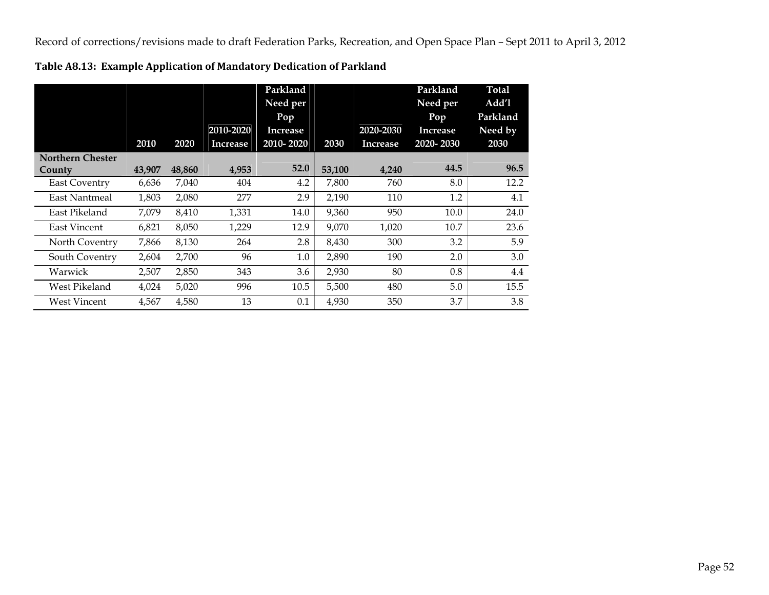Record of corrections/revisions made to draft Federation Parks, Recreation, and Open Space Plan – Sept 2011 to April 3, 2012

**Table A8.13: Example Application of Mandatory Dedication of Parkland**

| | 2010 | 2020 | 2010-2020 Increase | Parkland Need per Pop Increase 2010- 2020 | 2030 | 2020-2030 Increase | Parkland Need per Pop Increase 2020- 2030 | Total Add'l Parkland Need by 2030 |
|---|---|---|---|---|---|---|---|---|
| **Northern Chester County** | **43,907** | **48,860** | **4,953** | **52.0** | **53,100** | **4,240** | **44.5** | **96.5** |
| East Coventry | 6,636 | 7,040 | 404 | 4.2 | 7,800 | 760 | 8.0 | 12.2 |
| East Nantmeal | 1,803 | 2,080 | 277 | 2.9 | 2,190 | 110 | 1.2 | 4.1 |
| East Pikeland | 7,079 | 8,410 | 1,331 | 14.0 | 9,360 | 950 | 10.0 | 24.0 |
| East Vincent | 6,821 | 8,050 | 1,229 | 12.9 | 9,070 | 1,020 | 10.7 | 23.6 |
| North Coventry | 7,866 | 8,130 | 264 | 2.8 | 8,430 | 300 | 3.2 | 5.9 |
| South Coventry | 2,604 | 2,700 | 96 | 1.0 | 2,890 | 190 | 2.0 | 3.0 |
| Warwick | 2,507 | 2,850 | 343 | 3.6 | 2,930 | 80 | 0.8 | 4.4 |
| West Pikeland | 4,024 | 5,020 | 996 | 10.5 | 5,500 | 480 | 5.0 | 15.5 |
| West Vincent | 4,567 | 4,580 | 13 | 0.1 | 4,930 | 350 | 3.7 | 3.8 |